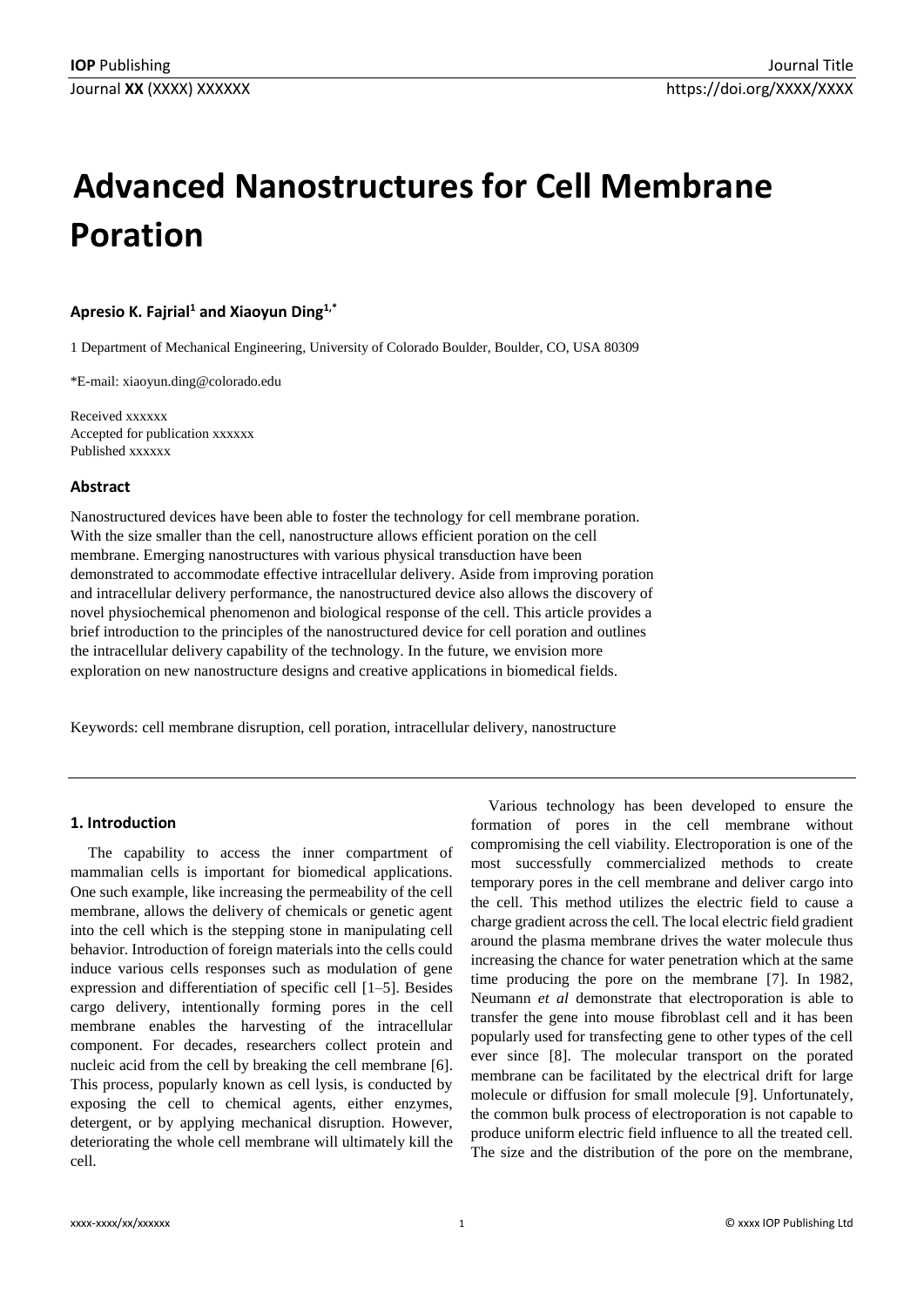# Advanced Nanostructures for Cell Membrane Poration

**Apresio K. Fajrial[1] and Xiaoyun Ding[1,*]**

1 Department of Mechanical Engineering, University of Colorado Boulder, Boulder, CO, USA 80309

*E-mail: xiaoyun.ding@colorado.edu

Received xxxxxx
Accepted for publication xxxxxx
Published xxxxxx

### Abstract

Nanostructured devices have been able to foster the technology for cell membrane poration. With the size smaller than the cell, nanostructure allows efficient poration on the cell membrane. Emerging nanostructures with various physical transduction have been demonstrated to accommodate effective intracellular delivery. Aside from improving poration and intracellular delivery performance, the nanostructured device also allows the discovery of novel physiochemical phenomenon and biological response of the cell. This article provides a brief introduction to the principles of the nanostructured device for cell poration and outlines the intracellular delivery capability of the technology. In the future, we envision more exploration on new nanostructure designs and creative applications in biomedical fields.

Keywords: cell membrane disruption, cell poration, intracellular delivery, nanostructure

## 1. Introduction

The capability to access the inner compartment of mammalian cells is important for biomedical applications. One such example, like increasing the permeability of the cell membrane, allows the delivery of chemicals or genetic agent into the cell which is the stepping stone in manipulating cell behavior. Introduction of foreign materials into the cells could induce various cells responses such as modulation of gene expression and differentiation of specific cell [1–5]. Besides cargo delivery, intentionally forming pores in the cell membrane enables the harvesting of the intracellular component. For decades, researchers collect protein and nucleic acid from the cell by breaking the cell membrane [6]. This process, popularly known as cell lysis, is conducted by exposing the cell to chemical agents, either enzymes, detergent, or by applying mechanical disruption. However, deteriorating the whole cell membrane will ultimately kill the cell.

Various technology has been developed to ensure the formation of pores in the cell membrane without compromising the cell viability. Electroporation is one of the most successfully commercialized methods to create temporary pores in the cell membrane and deliver cargo into the cell. This method utilizes the electric field to cause a charge gradient across the cell. The local electric field gradient around the plasma membrane drives the water molecule thus increasing the chance for water penetration which at the same time producing the pore on the membrane [7]. In 1982, Neumann *et al* demonstrate that electroporation is able to transfer the gene into mouse fibroblast cell and it has been popularly used for transfecting gene to other types of the cell ever since [8]. The molecular transport on the porated membrane can be facilitated by the electrical drift for large molecule or diffusion for small molecule [9]. Unfortunately, the common bulk process of electroporation is not capable to produce uniform electric field influence to all the treated cell. The size and the distribution of the pore on the membrane,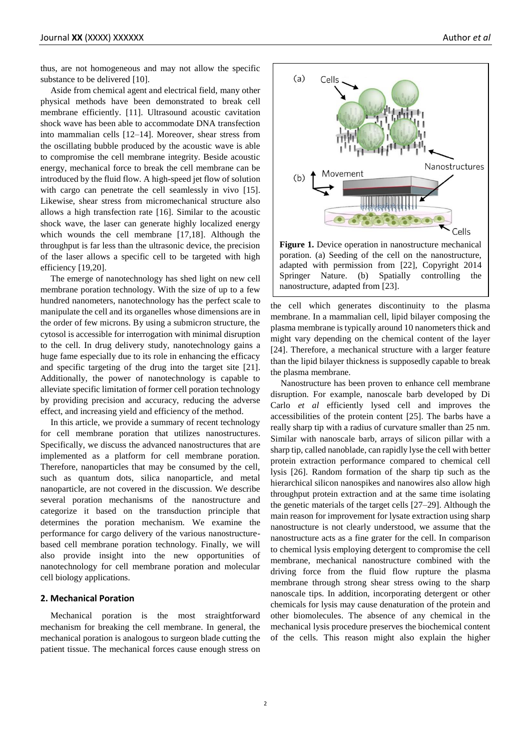thus, are not homogeneous and may not allow the specific substance to be delivered [10].

Aside from chemical agent and electrical field, many other physical methods have been demonstrated to break cell membrane efficiently. [11]. Ultrasound acoustic cavitation shock wave has been able to accommodate DNA transfection into mammalian cells [12–14]. Moreover, shear stress from the oscillating bubble produced by the acoustic wave is able to compromise the cell membrane integrity. Beside acoustic energy, mechanical force to break the cell membrane can be introduced by the fluid flow. A high-speed jet flow of solution with cargo can penetrate the cell seamlessly in vivo [15]. Likewise, shear stress from micromechanical structure also allows a high transfection rate [16]. Similar to the acoustic shock wave, the laser can generate highly localized energy which wounds the cell membrane [17,18]. Although the throughput is far less than the ultrasonic device, the precision of the laser allows a specific cell to be targeted with high efficiency [19,20].

The emerge of nanotechnology has shed light on new cell membrane poration technology. With the size of up to a few hundred nanometers, nanotechnology has the perfect scale to manipulate the cell and its organelles whose dimensions are in the order of few microns. By using a submicron structure, the cytosol is accessible for interrogation with minimal disruption to the cell. In drug delivery study, nanotechnology gains a huge fame especially due to its role in enhancing the efficacy and specific targeting of the drug into the target site [21]. Additionally, the power of nanotechnology is capable to alleviate specific limitation of former cell poration technology by providing precision and accuracy, reducing the adverse effect, and increasing yield and efficiency of the method.

In this article, we provide a summary of recent technology for cell membrane poration that utilizes nanostructures. Specifically, we discuss the advanced nanostructures that are implemented as a platform for cell membrane poration. Therefore, nanoparticles that may be consumed by the cell, such as quantum dots, silica nanoparticle, and metal nanoparticle, are not covered in the discussion. We describe several poration mechanisms of the nanostructure and categorize it based on the transduction principle that determines the poration mechanism. We examine the performance for cargo delivery of the various nanostructure-based cell membrane poration technology. Finally, we will also provide insight into the new opportunities of nanotechnology for cell membrane poration and molecular cell biology applications.

## 2. Mechanical Poration

Mechanical poration is the most straightforward mechanism for breaking the cell membrane. In general, the mechanical poration is analogous to surgeon blade cutting the patient tissue. The mechanical forces cause enough stress on the cell which generates discontinuity to the plasma membrane. In a mammalian cell, lipid bilayer composing the plasma membrane is typically around 10 nanometers thick and might vary depending on the chemical content of the layer [24]. Therefore, a mechanical structure with a larger feature than the lipid bilayer thickness is supposedly capable to break the plasma membrane.

**Figure 1.** Device operation in nanostructure mechanical poration. (a) Seeding of the cell on the nanostructure, adapted with permission from [22], Copyright 2014 Springer Nature. (b) Spatially controlling the nanostructure, adapted from [23].

Nanostructure has been proven to enhance cell membrane disruption. For example, nanoscale barb developed by Di Carlo *et al* efficiently lysed cell and improves the accessibilities of the protein content [25]. The barbs have a really sharp tip with a radius of curvature smaller than 25 nm. Similar with nanoscale barb, arrays of silicon pillar with a sharp tip, called nanoblade, can rapidly lyse the cell with better protein extraction performance compared to chemical cell lysis [26]. Random formation of the sharp tip such as the hierarchical silicon nanospikes and nanowires also allow high throughput protein extraction and at the same time isolating the genetic materials of the target cells [27–29]. Although the main reason for improvement for lysate extraction using sharp nanostructure is not clearly understood, we assume that the nanostructure acts as a fine grater for the cell. In comparison to chemical lysis employing detergent to compromise the cell membrane, mechanical nanostructure combined with the driving force from the fluid flow rupture the plasma membrane through strong shear stress owing to the sharp nanoscale tips. In addition, incorporating detergent or other chemicals for lysis may cause denaturation of the protein and other biomolecules. The absence of any chemical in the mechanical lysis procedure preserves the biochemical content of the cells. This reason might also explain the higher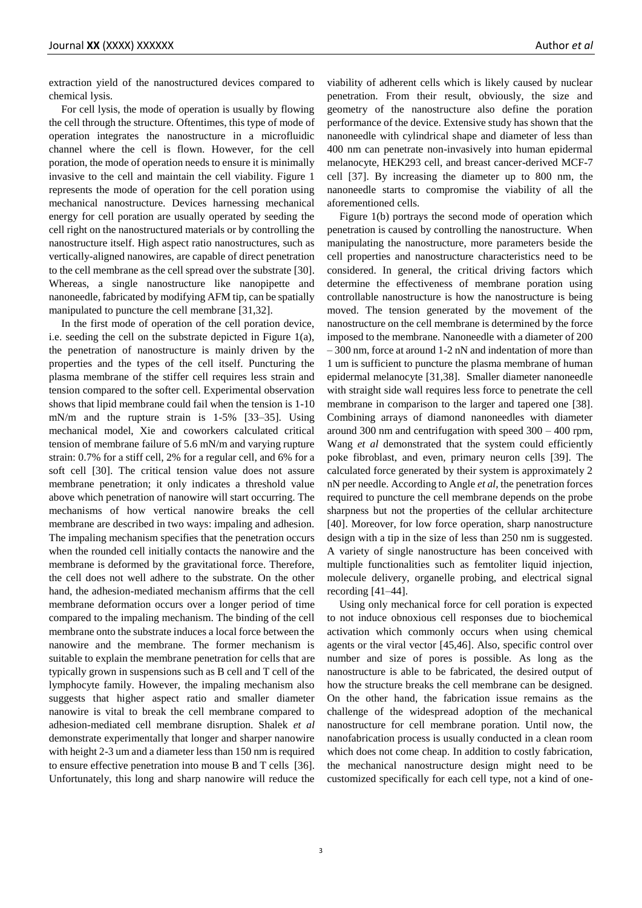extraction yield of the nanostructured devices compared to chemical lysis.

For cell lysis, the mode of operation is usually by flowing the cell through the structure. Oftentimes, this type of mode of operation integrates the nanostructure in a microfluidic channel where the cell is flown. However, for the cell poration, the mode of operation needs to ensure it is minimally invasive to the cell and maintain the cell viability. Figure 1 represents the mode of operation for the cell poration using mechanical nanostructure. Devices harnessing mechanical energy for cell poration are usually operated by seeding the cell right on the nanostructured materials or by controlling the nanostructure itself. High aspect ratio nanostructures, such as vertically-aligned nanowires, are capable of direct penetration to the cell membrane as the cell spread over the substrate [30]. Whereas, a single nanostructure like nanopipette and nanoneedle, fabricated by modifying AFM tip, can be spatially manipulated to puncture the cell membrane [31,32].

In the first mode of operation of the cell poration device, i.e. seeding the cell on the substrate depicted in Figure 1(a), the penetration of nanostructure is mainly driven by the properties and the types of the cell itself. Puncturing the plasma membrane of the stiffer cell requires less strain and tension compared to the softer cell. Experimental observation shows that lipid membrane could fail when the tension is 1-10 mN/m and the rupture strain is 1-5% [33–35]. Using mechanical model, Xie and coworkers calculated critical tension of membrane failure of 5.6 mN/m and varying rupture strain: 0.7% for a stiff cell, 2% for a regular cell, and 6% for a soft cell [30]. The critical tension value does not assure membrane penetration; it only indicates a threshold value above which penetration of nanowire will start occurring. The mechanisms of how vertical nanowire breaks the cell membrane are described in two ways: impaling and adhesion. The impaling mechanism specifies that the penetration occurs when the rounded cell initially contacts the nanowire and the membrane is deformed by the gravitational force. Therefore, the cell does not well adhere to the substrate. On the other hand, the adhesion-mediated mechanism affirms that the cell membrane deformation occurs over a longer period of time compared to the impaling mechanism. The binding of the cell membrane onto the substrate induces a local force between the nanowire and the membrane. The former mechanism is suitable to explain the membrane penetration for cells that are typically grown in suspensions such as B cell and T cell of the lymphocyte family. However, the impaling mechanism also suggests that higher aspect ratio and smaller diameter nanowire is vital to break the cell membrane compared to adhesion-mediated cell membrane disruption. Shalek *et al* demonstrate experimentally that longer and sharper nanowire with height 2-3 um and a diameter less than 150 nm is required to ensure effective penetration into mouse B and T cells [36]. Unfortunately, this long and sharp nanowire will reduce the viability of adherent cells which is likely caused by nuclear penetration. From their result, obviously, the size and geometry of the nanostructure also define the poration performance of the device. Extensive study has shown that the nanoneedle with cylindrical shape and diameter of less than 400 nm can penetrate non-invasively into human epidermal melanocyte, HEK293 cell, and breast cancer-derived MCF-7 cell [37]. By increasing the diameter up to 800 nm, the nanoneedle starts to compromise the viability of all the aforementioned cells.

Figure 1(b) portrays the second mode of operation which penetration is caused by controlling the nanostructure. When manipulating the nanostructure, more parameters beside the cell properties and nanostructure characteristics need to be considered. In general, the critical driving factors which determine the effectiveness of membrane poration using controllable nanostructure is how the nanostructure is being moved. The tension generated by the movement of the nanostructure on the cell membrane is determined by the force imposed to the membrane. Nanoneedle with a diameter of 200 – 300 nm, force at around 1-2 nN and indentation of more than 1 um is sufficient to puncture the plasma membrane of human epidermal melanocyte [31,38]. Smaller diameter nanoneedle with straight side wall requires less force to penetrate the cell membrane in comparison to the larger and tapered one [38]. Combining arrays of diamond nanoneedles with diameter around 300 nm and centrifugation with speed 300 – 400 rpm, Wang *et al* demonstrated that the system could efficiently poke fibroblast, and even, primary neuron cells [39]. The calculated force generated by their system is approximately 2 nN per needle. According to Angle *et al*, the penetration forces required to puncture the cell membrane depends on the probe sharpness but not the properties of the cellular architecture [40]. Moreover, for low force operation, sharp nanostructure design with a tip in the size of less than 250 nm is suggested. A variety of single nanostructure has been conceived with multiple functionalities such as femtoliter liquid injection, molecule delivery, organelle probing, and electrical signal recording [41–44].

Using only mechanical force for cell poration is expected to not induce obnoxious cell responses due to biochemical activation which commonly occurs when using chemical agents or the viral vector [45,46]. Also, specific control over number and size of pores is possible. As long as the nanostructure is able to be fabricated, the desired output of how the structure breaks the cell membrane can be designed. On the other hand, the fabrication issue remains as the challenge of the widespread adoption of the mechanical nanostructure for cell membrane poration. Until now, the nanofabrication process is usually conducted in a clean room which does not come cheap. In addition to costly fabrication, the mechanical nanostructure design might need to be customized specifically for each cell type, not a kind of one-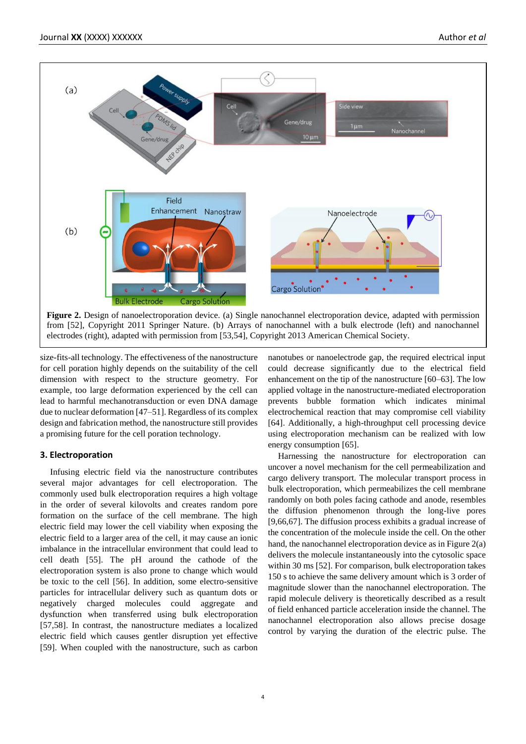**Figure 2.** Design of nanoelectroporation device. (a) Single nanochannel electroporation device, adapted with permission from [52], Copyright 2011 Springer Nature. (b) Arrays of nanochannel with a bulk electrode (left) and nanochannel electrodes (right), adapted with permission from [53,54], Copyright 2013 American Chemical Society.

size-fits-all technology. The effectiveness of the nanostructure for cell poration highly depends on the suitability of the cell dimension with respect to the structure geometry. For example, too large deformation experienced by the cell can lead to harmful mechanotransduction or even DNA damage due to nuclear deformation [47–51]. Regardless of its complex design and fabrication method, the nanostructure still provides a promising future for the cell poration technology.

### 3. Electroporation

Infusing electric field via the nanostructure contributes several major advantages for cell electroporation. The commonly used bulk electroporation requires a high voltage in the order of several kilovolts and creates random pore formation on the surface of the cell membrane. The high electric field may lower the cell viability when exposing the electric field to a larger area of the cell, it may cause an ionic imbalance in the intracellular environment that could lead to cell death [55]. The pH around the cathode of the electroporation system is also prone to change which would be toxic to the cell [56]. In addition, some electro-sensitive particles for intracellular delivery such as quantum dots or negatively charged molecules could aggregate and dysfunction when transferred using bulk electroporation [57,58]. In contrast, the nanostructure mediates a localized electric field which causes gentler disruption yet effective [59]. When coupled with the nanostructure, such as carbon nanotubes or nanoelectrode gap, the required electrical input could decrease significantly due to the electrical field enhancement on the tip of the nanostructure [60–63]. The low applied voltage in the nanostructure-mediated electroporation prevents bubble formation which indicates minimal electrochemical reaction that may compromise cell viability [64]. Additionally, a high-throughput cell processing device using electroporation mechanism can be realized with low energy consumption [65].

Harnessing the nanostructure for electroporation can uncover a novel mechanism for the cell permeabilization and cargo delivery transport. The molecular transport process in bulk electroporation, which permeabilizes the cell membrane randomly on both poles facing cathode and anode, resembles the diffusion phenomenon through the long-live pores [9,66,67]. The diffusion process exhibits a gradual increase of the concentration of the molecule inside the cell. On the other hand, the nanochannel electroporation device as in Figure 2(a) delivers the molecule instantaneously into the cytosolic space within 30 ms [52]. For comparison, bulk electroporation takes 150 s to achieve the same delivery amount which is 3 order of the magnitude slower than the nanochannel electroporation. The rapid molecule delivery is theoretically described as a result of field enhanced particle acceleration inside the channel. The nanochannel electroporation also allows precise dosage control by varying the duration of the electric pulse. The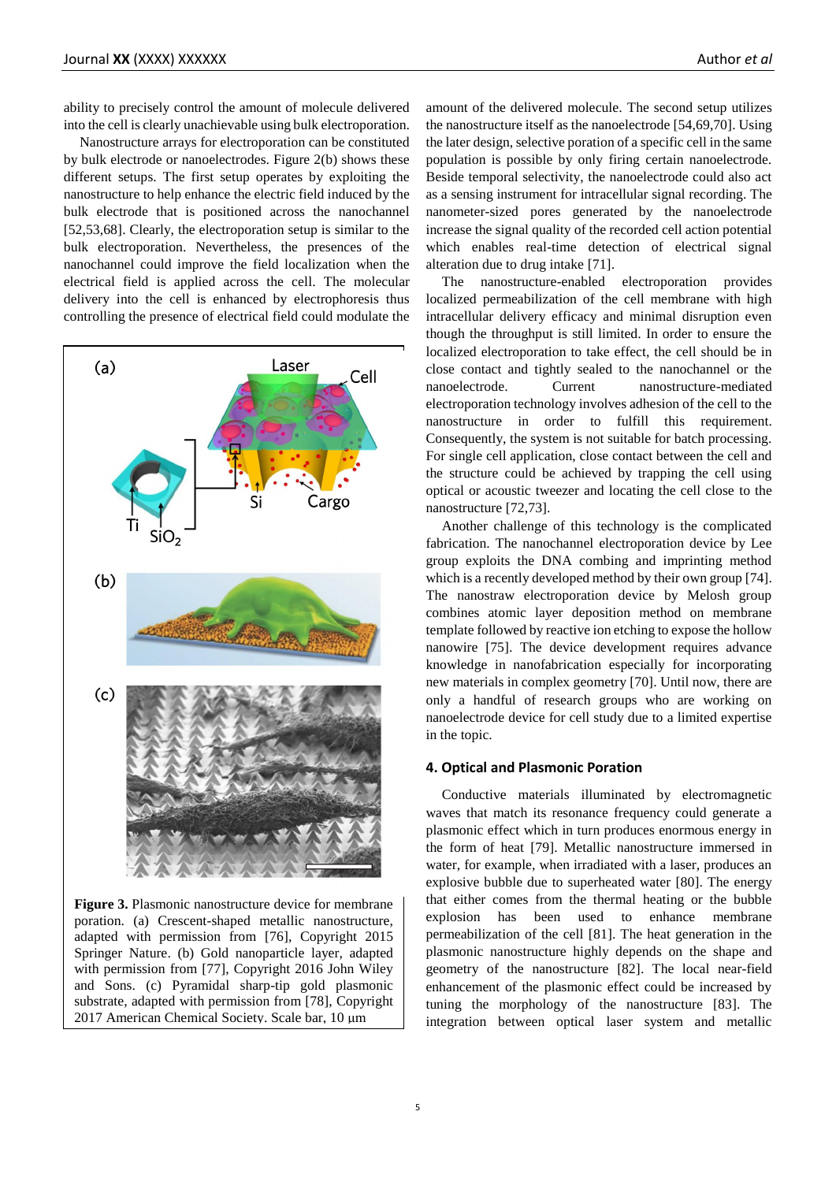ability to precisely control the amount of molecule delivered into the cell is clearly unachievable using bulk electroporation.

Nanostructure arrays for electroporation can be constituted by bulk electrode or nanoelectrodes. Figure 2(b) shows these different setups. The first setup operates by exploiting the nanostructure to help enhance the electric field induced by the bulk electrode that is positioned across the nanochannel [52,53,68]. Clearly, the electroporation setup is similar to the bulk electroporation. Nevertheless, the presences of the nanochannel could improve the field localization when the electrical field is applied across the cell. The molecular delivery into the cell is enhanced by electrophoresis thus controlling the presence of electrical field could modulate the amount of the delivered molecule. The second setup utilizes the nanostructure itself as the nanoelectrode [54,69,70]. Using the later design, selective poration of a specific cell in the same population is possible by only firing certain nanoelectrode. Beside temporal selectivity, the nanoelectrode could also act as a sensing instrument for intracellular signal recording. The nanometer-sized pores generated by the nanoelectrode increase the signal quality of the recorded cell action potential which enables real-time detection of electrical signal alteration due to drug intake [71].

The nanostructure-enabled electroporation provides localized permeabilization of the cell membrane with high intracellular delivery efficacy and minimal disruption even though the throughput is still limited. In order to ensure the localized electroporation to take effect, the cell should be in close contact and tightly sealed to the nanochannel or the nanoelectrode. Current nanostructure-mediated electroporation technology involves adhesion of the cell to the nanostructure in order to fulfill this requirement. Consequently, the system is not suitable for batch processing. For single cell application, close contact between the cell and the structure could be achieved by trapping the cell using optical or acoustic tweezer and locating the cell close to the nanostructure [72,73].

Another challenge of this technology is the complicated fabrication. The nanochannel electroporation device by Lee group exploits the DNA combing and imprinting method which is a recently developed method by their own group [74]. The nanostraw electroporation device by Melosh group combines atomic layer deposition method on membrane template followed by reactive ion etching to expose the hollow nanowire [75]. The device development requires advance knowledge in nanofabrication especially for incorporating new materials in complex geometry [70]. Until now, there are only a handful of research groups who are working on nanoelectrode device for cell study due to a limited expertise in the topic.

**Figure 3.** Plasmonic nanostructure device for membrane poration. (a) Crescent-shaped metallic nanostructure, adapted with permission from [76], Copyright 2015 Springer Nature. (b) Gold nanoparticle layer, adapted with permission from [77], Copyright 2016 John Wiley and Sons. (c) Pyramidal sharp-tip gold plasmonic substrate, adapted with permission from [78], Copyright 2017 American Chemical Society. Scale bar, 10 μm

## 4. Optical and Plasmonic Poration

Conductive materials illuminated by electromagnetic waves that match its resonance frequency could generate a plasmonic effect which in turn produces enormous energy in the form of heat [79]. Metallic nanostructure immersed in water, for example, when irradiated with a laser, produces an explosive bubble due to superheated water [80]. The energy that either comes from the thermal heating or the bubble explosion has been used to enhance membrane permeabilization of the cell [81]. The heat generation in the plasmonic nanostructure highly depends on the shape and geometry of the nanostructure [82]. The local near-field enhancement of the plasmonic effect could be increased by tuning the morphology of the nanostructure [83]. The integration between optical laser system and metallic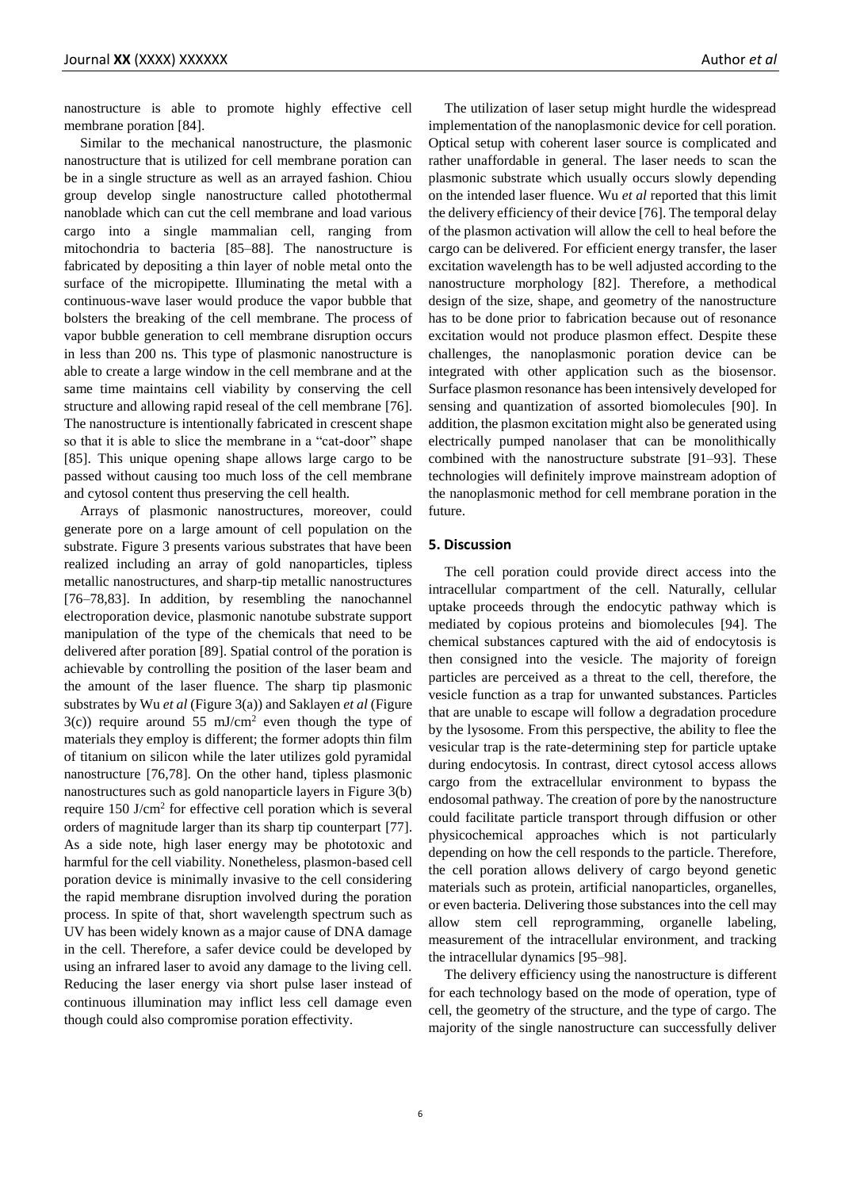nanostructure is able to promote highly effective cell membrane poration [84].

Similar to the mechanical nanostructure, the plasmonic nanostructure that is utilized for cell membrane poration can be in a single structure as well as an arrayed fashion. Chiou group develop single nanostructure called photothermal nanoblade which can cut the cell membrane and load various cargo into a single mammalian cell, ranging from mitochondria to bacteria [85–88]. The nanostructure is fabricated by depositing a thin layer of noble metal onto the surface of the micropipette. Illuminating the metal with a continuous-wave laser would produce the vapor bubble that bolsters the breaking of the cell membrane. The process of vapor bubble generation to cell membrane disruption occurs in less than 200 ns. This type of plasmonic nanostructure is able to create a large window in the cell membrane and at the same time maintains cell viability by conserving the cell structure and allowing rapid reseal of the cell membrane [76]. The nanostructure is intentionally fabricated in crescent shape so that it is able to slice the membrane in a "cat-door" shape [85]. This unique opening shape allows large cargo to be passed without causing too much loss of the cell membrane and cytosol content thus preserving the cell health.

Arrays of plasmonic nanostructures, moreover, could generate pore on a large amount of cell population on the substrate. Figure 3 presents various substrates that have been realized including an array of gold nanoparticles, tipless metallic nanostructures, and sharp-tip metallic nanostructures [76–78,83]. In addition, by resembling the nanochannel electroporation device, plasmonic nanotube substrate support manipulation of the type of the chemicals that need to be delivered after poration [89]. Spatial control of the poration is achievable by controlling the position of the laser beam and the amount of the laser fluence. The sharp tip plasmonic substrates by Wu *et al* (Figure 3(a)) and Saklayen *et al* (Figure 3(c)) require around 55 mJ/cm$^2$ even though the type of materials they employ is different; the former adopts thin film of titanium on silicon while the later utilizes gold pyramidal nanostructure [76,78]. On the other hand, tipless plasmonic nanostructures such as gold nanoparticle layers in Figure 3(b) require 150 J/cm$^2$ for effective cell poration which is several orders of magnitude larger than its sharp tip counterpart [77]. As a side note, high laser energy may be phototoxic and harmful for the cell viability. Nonetheless, plasmon-based cell poration device is minimally invasive to the cell considering the rapid membrane disruption involved during the poration process. In spite of that, short wavelength spectrum such as UV has been widely known as a major cause of DNA damage in the cell. Therefore, a safer device could be developed by using an infrared laser to avoid any damage to the living cell. Reducing the laser energy via short pulse laser instead of continuous illumination may inflict less cell damage even though could also compromise poration effectivity.

The utilization of laser setup might hurdle the widespread implementation of the nanoplasmonic device for cell poration. Optical setup with coherent laser source is complicated and rather unaffordable in general. The laser needs to scan the plasmonic substrate which usually occurs slowly depending on the intended laser fluence. Wu *et al* reported that this limit the delivery efficiency of their device [76]. The temporal delay of the plasmon activation will allow the cell to heal before the cargo can be delivered. For efficient energy transfer, the laser excitation wavelength has to be well adjusted according to the nanostructure morphology [82]. Therefore, a methodical design of the size, shape, and geometry of the nanostructure has to be done prior to fabrication because out of resonance excitation would not produce plasmon effect. Despite these challenges, the nanoplasmonic poration device can be integrated with other application such as the biosensor. Surface plasmon resonance has been intensively developed for sensing and quantization of assorted biomolecules [90]. In addition, the plasmon excitation might also be generated using electrically pumped nanolaser that can be monolithically combined with the nanostructure substrate [91–93]. These technologies will definitely improve mainstream adoption of the nanoplasmonic method for cell membrane poration in the future.

## 5. Discussion

The cell poration could provide direct access into the intracellular compartment of the cell. Naturally, cellular uptake proceeds through the endocytic pathway which is mediated by copious proteins and biomolecules [94]. The chemical substances captured with the aid of endocytosis is then consigned into the vesicle. The majority of foreign particles are perceived as a threat to the cell, therefore, the vesicle function as a trap for unwanted substances. Particles that are unable to escape will follow a degradation procedure by the lysosome. From this perspective, the ability to flee the vesicular trap is the rate-determining step for particle uptake during endocytosis. In contrast, direct cytosol access allows cargo from the extracellular environment to bypass the endosomal pathway. The creation of pore by the nanostructure could facilitate particle transport through diffusion or other physicochemical approaches which is not particularly depending on how the cell responds to the particle. Therefore, the cell poration allows delivery of cargo beyond genetic materials such as protein, artificial nanoparticles, organelles, or even bacteria. Delivering those substances into the cell may allow stem cell reprogramming, organelle labeling, measurement of the intracellular environment, and tracking the intracellular dynamics [95–98].

The delivery efficiency using the nanostructure is different for each technology based on the mode of operation, type of cell, the geometry of the structure, and the type of cargo. The majority of the single nanostructure can successfully deliver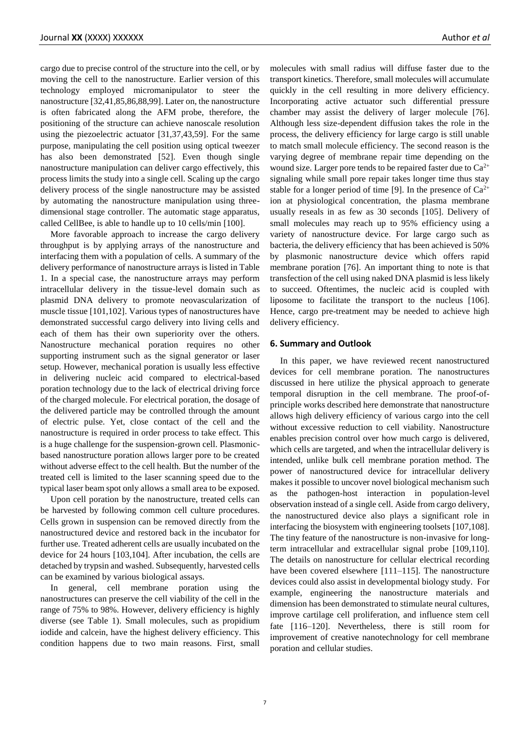cargo due to precise control of the structure into the cell, or by moving the cell to the nanostructure. Earlier version of this technology employed micromanipulator to steer the nanostructure [32,41,85,86,88,99]. Later on, the nanostructure is often fabricated along the AFM probe, therefore, the positioning of the structure can achieve nanoscale resolution using the piezoelectric actuator [31,37,43,59]. For the same purpose, manipulating the cell position using optical tweezer has also been demonstrated [52]. Even though single nanostructure manipulation can deliver cargo effectively, this process limits the study into a single cell. Scaling up the cargo delivery process of the single nanostructure may be assisted by automating the nanostructure manipulation using three-dimensional stage controller. The automatic stage apparatus, called CellBee, is able to handle up to 10 cells/min [100].

More favorable approach to increase the cargo delivery throughput is by applying arrays of the nanostructure and interfacing them with a population of cells. A summary of the delivery performance of nanostructure arrays is listed in Table 1. In a special case, the nanostructure arrays may perform intracellular delivery in the tissue-level domain such as plasmid DNA delivery to promote neovascularization of muscle tissue [101,102]. Various types of nanostructures have demonstrated successful cargo delivery into living cells and each of them has their own superiority over the others. Nanostructure mechanical poration requires no other supporting instrument such as the signal generator or laser setup. However, mechanical poration is usually less effective in delivering nucleic acid compared to electrical-based poration technology due to the lack of electrical driving force of the charged molecule. For electrical poration, the dosage of the delivered particle may be controlled through the amount of electric pulse. Yet, close contact of the cell and the nanostructure is required in order process to take effect. This is a huge challenge for the suspension-grown cell. Plasmonic-based nanostructure poration allows larger pore to be created without adverse effect to the cell health. But the number of the treated cell is limited to the laser scanning speed due to the typical laser beam spot only allows a small area to be exposed.

Upon cell poration by the nanostructure, treated cells can be harvested by following common cell culture procedures. Cells grown in suspension can be removed directly from the nanostructured device and restored back in the incubator for further use. Treated adherent cells are usually incubated on the device for 24 hours [103,104]. After incubation, the cells are detached by trypsin and washed. Subsequently, harvested cells can be examined by various biological assays.

In general, cell membrane poration using the nanostructures can preserve the cell viability of the cell in the range of 75% to 98%. However, delivery efficiency is highly diverse (see Table 1). Small molecules, such as propidium iodide and calcein, have the highest delivery efficiency. This condition happens due to two main reasons. First, small molecules with small radius will diffuse faster due to the transport kinetics. Therefore, small molecules will accumulate quickly in the cell resulting in more delivery efficiency. Incorporating active actuator such differential pressure chamber may assist the delivery of larger molecule [76]. Although less size-dependent diffusion takes the role in the process, the delivery efficiency for large cargo is still unable to match small molecule efficiency. The second reason is the varying degree of membrane repair time depending on the wound size. Larger pore tends to be repaired faster due to $Ca^{2+}$ signaling while small pore repair takes longer time thus stay stable for a longer period of time [9]. In the presence of $Ca^{2+}$ ion at physiological concentration, the plasma membrane usually reseals in as few as 30 seconds [105]. Delivery of small molecules may reach up to 95% efficiency using a variety of nanostructure device. For large cargo such as bacteria, the delivery efficiency that has been achieved is 50% by plasmonic nanostructure device which offers rapid membrane poration [76]. An important thing to note is that transfection of the cell using naked DNA plasmid is less likely to succeed. Oftentimes, the nucleic acid is coupled with liposome to facilitate the transport to the nucleus [106]. Hence, cargo pre-treatment may be needed to achieve high delivery efficiency.

## 6. Summary and Outlook

In this paper, we have reviewed recent nanostructured devices for cell membrane poration. The nanostructures discussed in here utilize the physical approach to generate temporal disruption in the cell membrane. The proof-of-principle works described here demonstrate that nanostructure allows high delivery efficiency of various cargo into the cell without excessive reduction to cell viability. Nanostructure enables precision control over how much cargo is delivered, which cells are targeted, and when the intracellular delivery is intended, unlike bulk cell membrane poration method. The power of nanostructured device for intracellular delivery makes it possible to uncover novel biological mechanism such as the pathogen-host interaction in population-level observation instead of a single cell. Aside from cargo delivery, the nanostructured device also plays a significant role in interfacing the biosystem with engineering toolsets [107,108]. The tiny feature of the nanostructure is non-invasive for long-term intracellular and extracellular signal probe [109,110]. The details on nanostructure for cellular electrical recording have been covered elsewhere [111–115]. The nanostructure devices could also assist in developmental biology study. For example, engineering the nanostructure materials and dimension has been demonstrated to stimulate neural cultures, improve cartilage cell proliferation, and influence stem cell fate [116–120]. Nevertheless, there is still room for improvement of creative nanotechnology for cell membrane poration and cellular studies.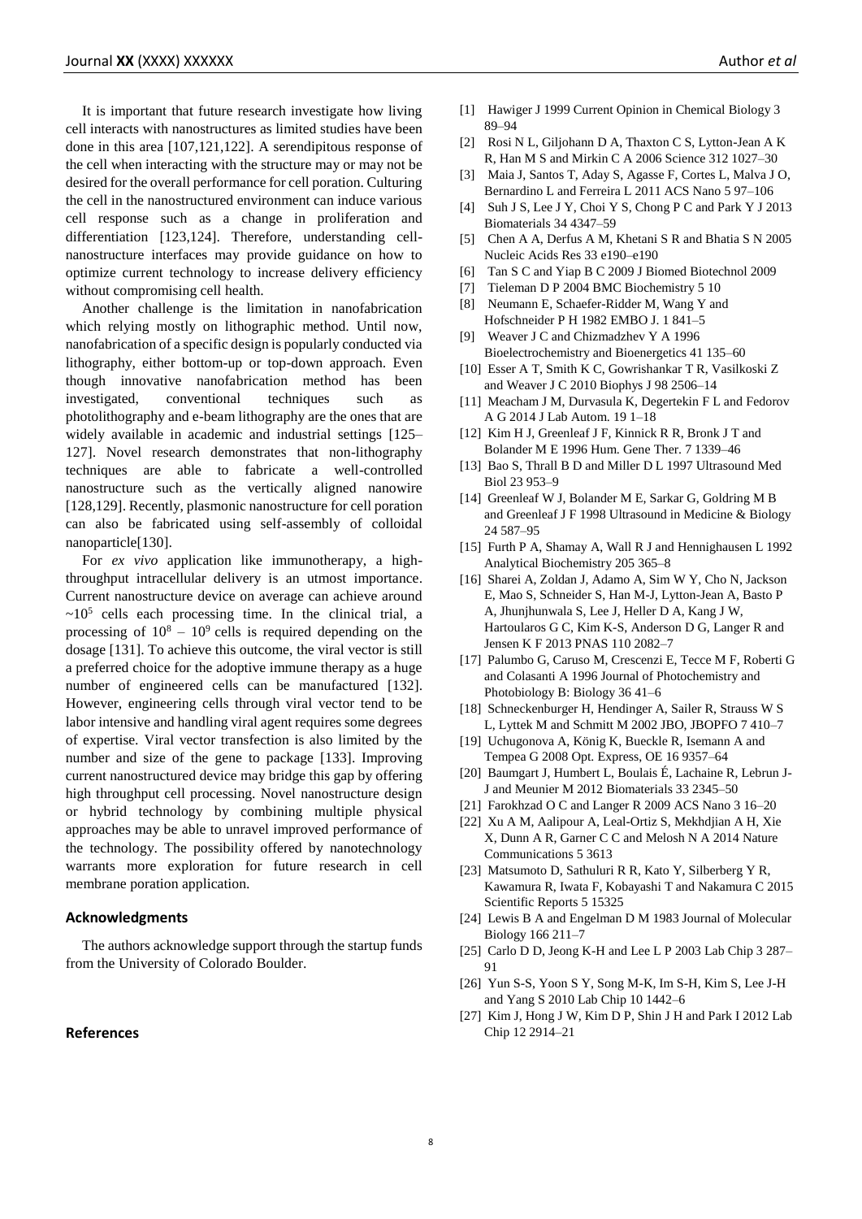It is important that future research investigate how living cell interacts with nanostructures as limited studies have been done in this area [107,121,122]. A serendipitous response of the cell when interacting with the structure may or may not be desired for the overall performance for cell poration. Culturing the cell in the nanostructured environment can induce various cell response such as a change in proliferation and differentiation [123,124]. Therefore, understanding cell-nanostructure interfaces may provide guidance on how to optimize current technology to increase delivery efficiency without compromising cell health.

Another challenge is the limitation in nanofabrication which relying mostly on lithographic method. Until now, nanofabrication of a specific design is popularly conducted via lithography, either bottom-up or top-down approach. Even though innovative nanofabrication method has been investigated, conventional techniques such as photolithography and e-beam lithography are the ones that are widely available in academic and industrial settings [125–127]. Novel research demonstrates that non-lithography techniques are able to fabricate a well-controlled nanostructure such as the vertically aligned nanowire [128,129]. Recently, plasmonic nanostructure for cell poration can also be fabricated using self-assembly of colloidal nanoparticle[130].

For *ex vivo* application like immunotherapy, a high-throughput intracellular delivery is an utmost importance. Current nanostructure device on average can achieve around $\sim 10^5$ cells each processing time. In the clinical trial, a processing of $10^8 - 10^9$ cells is required depending on the dosage [131]. To achieve this outcome, the viral vector is still a preferred choice for the adoptive immune therapy as a huge number of engineered cells can be manufactured [132]. However, engineering cells through viral vector tend to be labor intensive and handling viral agent requires some degrees of expertise. Viral vector transfection is also limited by the number and size of the gene to package [133]. Improving current nanostructured device may bridge this gap by offering high throughput cell processing. Novel nanostructure design or hybrid technology by combining multiple physical approaches may be able to unravel improved performance of the technology. The possibility offered by nanotechnology warrants more exploration for future research in cell membrane poration application.

## Acknowledgments

The authors acknowledge support through the startup funds from the University of Colorado Boulder.

## References

[1] Hawiger J 1999 Current Opinion in Chemical Biology 3 89–94

[2] Rosi N L, Giljohann D A, Thaxton C S, Lytton-Jean A K R, Han M S and Mirkin C A 2006 Science 312 1027–30

[3] Maia J, Santos T, Aday S, Agasse F, Cortes L, Malva J O, Bernardino L and Ferreira L 2011 ACS Nano 5 97–106

[4] Suh J S, Lee J Y, Choi Y S, Chong P C and Park Y J 2013 Biomaterials 34 4347–59

[5] Chen A A, Derfus A M, Khetani S R and Bhatia S N 2005 Nucleic Acids Res 33 e190–e190

[6] Tan S C and Yiap B C 2009 J Biomed Biotechnol 2009

[7] Tieleman D P 2004 BMC Biochemistry 5 10

[8] Neumann E, Schaefer-Ridder M, Wang Y and Hofschneider P H 1982 EMBO J. 1 841–5

[9] Weaver J C and Chizmadzhev Y A 1996 Bioelectrochemistry and Bioenergetics 41 135–60

[10] Esser A T, Smith K C, Gowrishankar T R, Vasilkoski Z and Weaver J C 2010 Biophys J 98 2506–14

[11] Meacham J M, Durvasula K, Degertekin F L and Fedorov A G 2014 J Lab Autom. 19 1–18

[12] Kim H J, Greenleaf J F, Kinnick R R, Bronk J T and Bolander M E 1996 Hum. Gene Ther. 7 1339–46

[13] Bao S, Thrall B D and Miller D L 1997 Ultrasound Med Biol 23 953–9

[14] Greenleaf W J, Bolander M E, Sarkar G, Goldring M B and Greenleaf J F 1998 Ultrasound in Medicine & Biology 24 587–95

[15] Furth P A, Shamay A, Wall R J and Hennighausen L 1992 Analytical Biochemistry 205 365–8

[16] Sharei A, Zoldan J, Adamo A, Sim W Y, Cho N, Jackson E, Mao S, Schneider S, Han M-J, Lytton-Jean A, Basto P A, Jhunjhunwala S, Lee J, Heller D A, Kang J W, Hartoularos G C, Kim K-S, Anderson D G, Langer R and Jensen K F 2013 PNAS 110 2082–7

[17] Palumbo G, Caruso M, Crescenzi E, Tecce M F, Roberti G and Colasanti A 1996 Journal of Photochemistry and Photobiology B: Biology 36 41–6

[18] Schneckenburger H, Hendinger A, Sailer R, Strauss W S L, Lyttek M and Schmitt M 2002 JBO, JBOPFO 7 410–7

[19] Uchugonova A, König K, Bueckle R, Isemann A and Tempea G 2008 Opt. Express, OE 16 9357–64

[20] Baumgart J, Humbert L, Boulais É, Lachaine R, Lebrun J-J and Meunier M 2012 Biomaterials 33 2345–50

[21] Farokhzad O C and Langer R 2009 ACS Nano 3 16–20

[22] Xu A M, Aalipour A, Leal-Ortiz S, Mekhdjian A H, Xie X, Dunn A R, Garner C C and Melosh N A 2014 Nature Communications 5 3613

[23] Matsumoto D, Sathuluri R R, Kato Y, Silberberg Y R, Kawamura R, Iwata F, Kobayashi T and Nakamura C 2015 Scientific Reports 5 15325

[24] Lewis B A and Engelman D M 1983 Journal of Molecular Biology 166 211–7

[25] Carlo D D, Jeong K-H and Lee L P 2003 Lab Chip 3 287–91

[26] Yun S-S, Yoon S Y, Song M-K, Im S-H, Kim S, Lee J-H and Yang S 2010 Lab Chip 10 1442–6

[27] Kim J, Hong J W, Kim D P, Shin J H and Park I 2012 Lab Chip 12 2914–21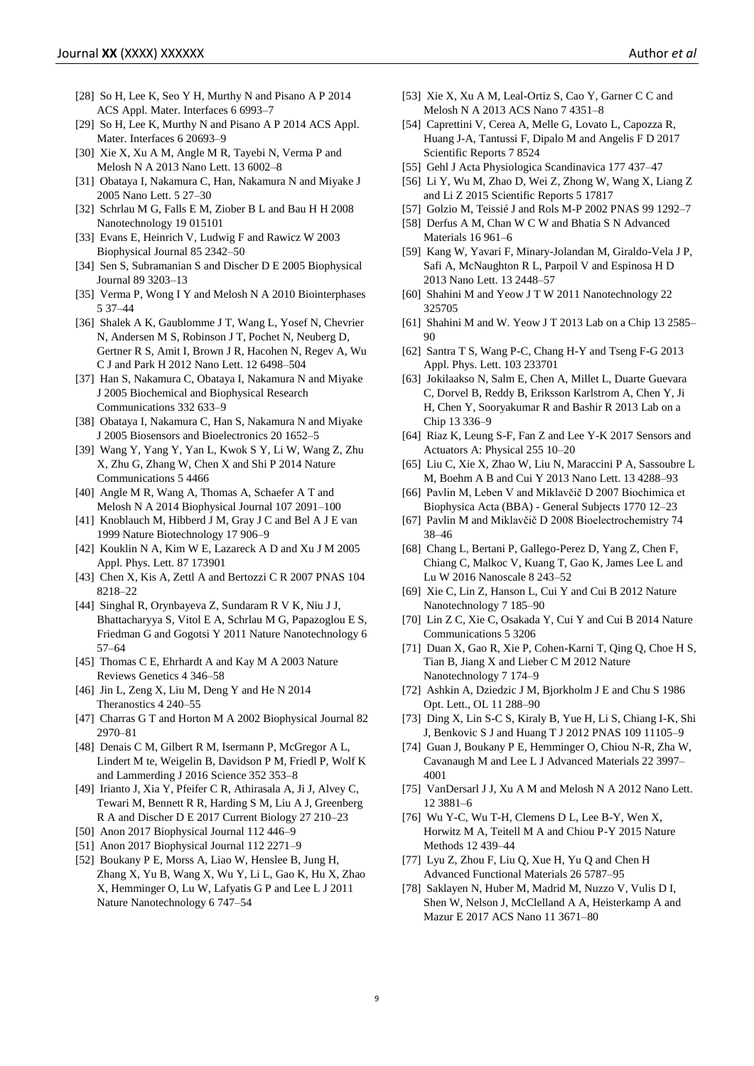[28] So H, Lee K, Seo Y H, Murthy N and Pisano A P 2014 ACS Appl. Mater. Interfaces 6 6993–7

[29] So H, Lee K, Murthy N and Pisano A P 2014 ACS Appl. Mater. Interfaces 6 20693–9

[30] Xie X, Xu A M, Angle M R, Tayebi N, Verma P and Melosh N A 2013 Nano Lett. 13 6002–8

[31] Obataya I, Nakamura C, Han, Nakamura N and Miyake J 2005 Nano Lett. 5 27–30

[32] Schrlau M G, Falls E M, Ziober B L and Bau H H 2008 Nanotechnology 19 015101

[33] Evans E, Heinrich V, Ludwig F and Rawicz W 2003 Biophysical Journal 85 2342–50

[34] Sen S, Subramanian S and Discher D E 2005 Biophysical Journal 89 3203–13

[35] Verma P, Wong I Y and Melosh N A 2010 Biointerphases 5 37–44

[36] Shalek A K, Gaublomme J T, Wang L, Yosef N, Chevrier N, Andersen M S, Robinson J T, Pochet N, Neuberg D, Gertner R S, Amit I, Brown J R, Hacohen N, Regev A, Wu C J and Park H 2012 Nano Lett. 12 6498–504

[37] Han S, Nakamura C, Obataya I, Nakamura N and Miyake J 2005 Biochemical and Biophysical Research Communications 332 633–9

[38] Obataya I, Nakamura C, Han S, Nakamura N and Miyake J 2005 Biosensors and Bioelectronics 20 1652–5

[39] Wang Y, Yang Y, Yan L, Kwok S Y, Li W, Wang Z, Zhu X, Zhu G, Zhang W, Chen X and Shi P 2014 Nature Communications 5 4466

[40] Angle M R, Wang A, Thomas A, Schaefer A T and Melosh N A 2014 Biophysical Journal 107 2091–100

[41] Knoblauch M, Hibberd J M, Gray J C and Bel A J E van 1999 Nature Biotechnology 17 906–9

[42] Kouklin N A, Kim W E, Lazareck A D and Xu J M 2005 Appl. Phys. Lett. 87 173901

[43] Chen X, Kis A, Zettl A and Bertozzi C R 2007 PNAS 104 8218–22

[44] Singhal R, Orynbayeva Z, Sundaram R V K, Niu J J, Bhattacharyya S, Vitol E A, Schrlau M G, Papazoglou E S, Friedman G and Gogotsi Y 2011 Nature Nanotechnology 6 57–64

[45] Thomas C E, Ehrhardt A and Kay M A 2003 Nature Reviews Genetics 4 346–58

[46] Jin L, Zeng X, Liu M, Deng Y and He N 2014 Theranostics 4 240–55

[47] Charras G T and Horton M A 2002 Biophysical Journal 82 2970–81

[48] Denais C M, Gilbert R M, Isermann P, McGregor A L, Lindert M te, Weigelin B, Davidson P M, Friedl P, Wolf K and Lammerding J 2016 Science 352 353–8

[49] Irianto J, Xia Y, Pfeifer C R, Athirasala A, Ji J, Alvey C, Tewari M, Bennett R R, Harding S M, Liu A J, Greenberg R A and Discher D E 2017 Current Biology 27 210–23

[50] Anon 2017 Biophysical Journal 112 446–9

[51] Anon 2017 Biophysical Journal 112 2271–9

[52] Boukany P E, Morss A, Liao W, Henslee B, Jung H, Zhang X, Yu B, Wang X, Wu Y, Li L, Gao K, Hu X, Zhao X, Hemminger O, Lu W, Lafyatis G P and Lee L J 2011 Nature Nanotechnology 6 747–54

[53] Xie X, Xu A M, Leal-Ortiz S, Cao Y, Garner C C and Melosh N A 2013 ACS Nano 7 4351–8

[54] Caprettini V, Cerea A, Melle G, Lovato L, Capozza R, Huang J-A, Tantussi F, Dipalo M and Angelis F D 2017 Scientific Reports 7 8524

[55] Gehl J Acta Physiologica Scandinavica 177 437–47

[56] Li Y, Wu M, Zhao D, Wei Z, Zhong W, Wang X, Liang Z and Li Z 2015 Scientific Reports 5 17817

[57] Golzio M, Teissié J and Rols M-P 2002 PNAS 99 1292–7

[58] Derfus A M, Chan W C W and Bhatia S N Advanced Materials 16 961–6

[59] Kang W, Yavari F, Minary-Jolandan M, Giraldo-Vela J P, Safi A, McNaughton R L, Parpoil V and Espinosa H D 2013 Nano Lett. 13 2448–57

[60] Shahini M and Yeow J T W 2011 Nanotechnology 22 325705

[61] Shahini M and W. Yeow J T 2013 Lab on a Chip 13 2585–90

[62] Santra T S, Wang P-C, Chang H-Y and Tseng F-G 2013 Appl. Phys. Lett. 103 233701

[63] Jokilaakso N, Salm E, Chen A, Millet L, Duarte Guevara C, Dorvel B, Reddy B, Eriksson Karlstrom A, Chen Y, Ji H, Chen Y, Sooryakumar R and Bashir R 2013 Lab on a Chip 13 336–9

[64] Riaz K, Leung S-F, Fan Z and Lee Y-K 2017 Sensors and Actuators A: Physical 255 10–20

[65] Liu C, Xie X, Zhao W, Liu N, Maraccini P A, Sassoubre L M, Boehm A B and Cui Y 2013 Nano Lett. 13 4288–93

[66] Pavlin M, Leben V and Miklavčič D 2007 Biochimica et Biophysica Acta (BBA) - General Subjects 1770 12–23

[67] Pavlin M and Miklavčič D 2008 Bioelectrochemistry 74 38–46

[68] Chang L, Bertani P, Gallego-Perez D, Yang Z, Chen F, Chiang C, Malkoc V, Kuang T, Gao K, James Lee L and Lu W 2016 Nanoscale 8 243–52

[69] Xie C, Lin Z, Hanson L, Cui Y and Cui B 2012 Nature Nanotechnology 7 185–90

[70] Lin Z C, Xie C, Osakada Y, Cui Y and Cui B 2014 Nature Communications 5 3206

[71] Duan X, Gao R, Xie P, Cohen-Karni T, Qing Q, Choe H S, Tian B, Jiang X and Lieber C M 2012 Nature Nanotechnology 7 174–9

[72] Ashkin A, Dziedzic J M, Bjorkholm J E and Chu S 1986 Opt. Lett., OL 11 288–90

[73] Ding X, Lin S-C S, Kiraly B, Yue H, Li S, Chiang I-K, Shi J, Benkovic S J and Huang T J 2012 PNAS 109 11105–9

[74] Guan J, Boukany P E, Hemminger O, Chiou N-R, Zha W, Cavanaugh M and Lee L J Advanced Materials 22 3997–4001

[75] VanDersarl J J, Xu A M and Melosh N A 2012 Nano Lett. 12 3881–6

[76] Wu Y-C, Wu T-H, Clemens D L, Lee B-Y, Wen X, Horwitz M A, Teitell M A and Chiou P-Y 2015 Nature Methods 12 439–44

[77] Lyu Z, Zhou F, Liu Q, Xue H, Yu Q and Chen H Advanced Functional Materials 26 5787–95

[78] Saklayen N, Huber M, Madrid M, Nuzzo V, Vulis D I, Shen W, Nelson J, McClelland A A, Heisterkamp A and Mazur E 2017 ACS Nano 11 3671–80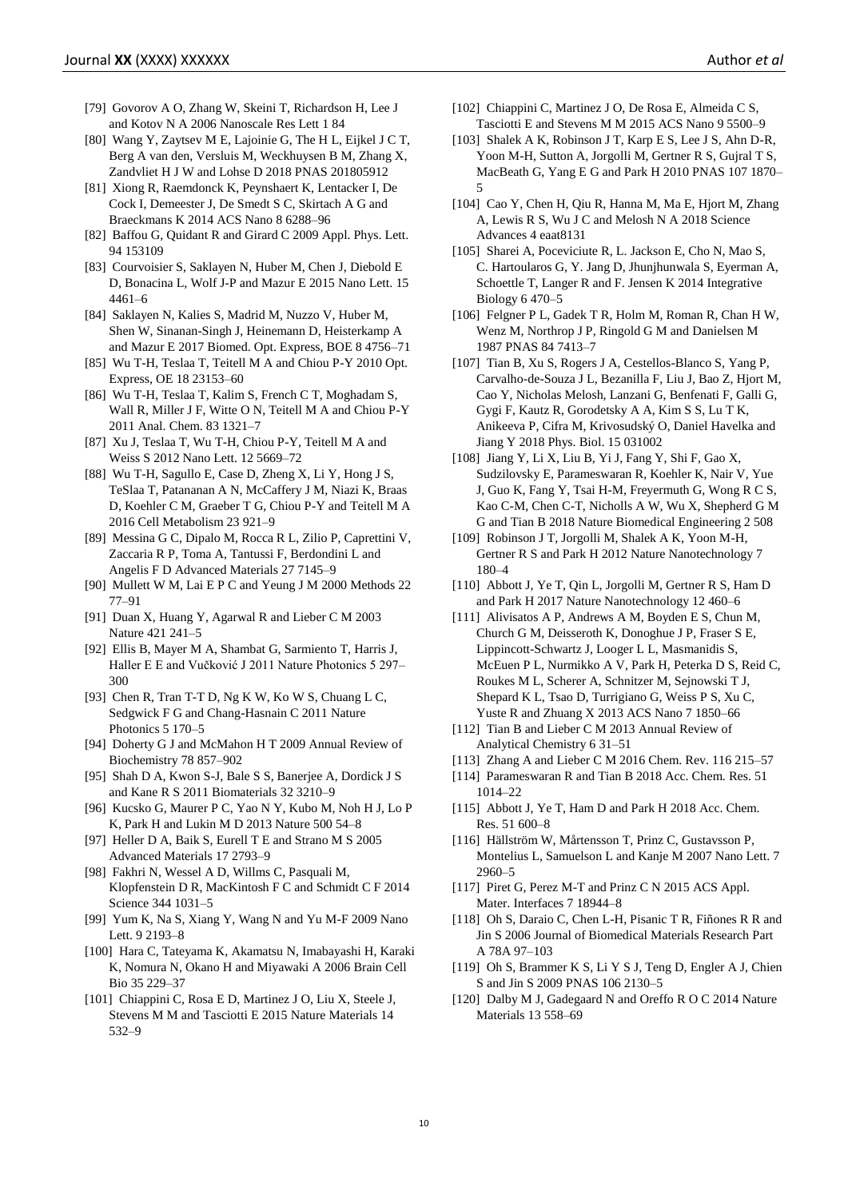[79] Govorov A O, Zhang W, Skeini T, Richardson H, Lee J and Kotov N A 2006 Nanoscale Res Lett 1 84

[80] Wang Y, Zaytsev M E, Lajoinie G, The H L, Eijkel J C T, Berg A van den, Versluis M, Weckhuysen B M, Zhang X, Zandvliet H J W and Lohse D 2018 PNAS 201805912

[81] Xiong R, Raemdonck K, Peynshaert K, Lentacker I, De Cock I, Demeester J, De Smedt S C, Skirtach A G and Braeckmans K 2014 ACS Nano 8 6288–96

[82] Baffou G, Quidant R and Girard C 2009 Appl. Phys. Lett. 94 153109

[83] Courvoisier S, Saklayen N, Huber M, Chen J, Diebold E D, Bonacina L, Wolf J-P and Mazur E 2015 Nano Lett. 15 4461–6

[84] Saklayen N, Kalies S, Madrid M, Nuzzo V, Huber M, Shen W, Sinanan-Singh J, Heinemann D, Heisterkamp A and Mazur E 2017 Biomed. Opt. Express, BOE 8 4756–71

[85] Wu T-H, Teslaa T, Teitell M A and Chiou P-Y 2010 Opt. Express, OE 18 23153–60

[86] Wu T-H, Teslaa T, Kalim S, French C T, Moghadam S, Wall R, Miller J F, Witte O N, Teitell M A and Chiou P-Y 2011 Anal. Chem. 83 1321–7

[87] Xu J, Teslaa T, Wu T-H, Chiou P-Y, Teitell M A and Weiss S 2012 Nano Lett. 12 5669–72

[88] Wu T-H, Sagullo E, Case D, Zheng X, Li Y, Hong J S, TeSlaa T, Patananan A N, McCaffery J M, Niazi K, Braas D, Koehler C M, Graeber T G, Chiou P-Y and Teitell M A 2016 Cell Metabolism 23 921–9

[89] Messina G C, Dipalo M, Rocca R L, Zilio P, Caprettini V, Zaccaria R P, Toma A, Tantussi F, Berdondini L and Angelis F D Advanced Materials 27 7145–9

[90] Mullett W M, Lai E P C and Yeung J M 2000 Methods 22 77–91

[91] Duan X, Huang Y, Agarwal R and Lieber C M 2003 Nature 421 241–5

[92] Ellis B, Mayer M A, Shambat G, Sarmiento T, Harris J, Haller E E and Vučković J 2011 Nature Photonics 5 297–300

[93] Chen R, Tran T-T D, Ng K W, Ko W S, Chuang L C, Sedgwick F G and Chang-Hasnain C 2011 Nature Photonics 5 170–5

[94] Doherty G J and McMahon H T 2009 Annual Review of Biochemistry 78 857–902

[95] Shah D A, Kwon S-J, Bale S S, Banerjee A, Dordick J S and Kane R S 2011 Biomaterials 32 3210–9

[96] Kucsko G, Maurer P C, Yao N Y, Kubo M, Noh H J, Lo P K, Park H and Lukin M D 2013 Nature 500 54–8

[97] Heller D A, Baik S, Eurell T E and Strano M S 2005 Advanced Materials 17 2793–9

[98] Fakhri N, Wessel A D, Willms C, Pasquali M, Klopfenstein D R, MacKintosh F C and Schmidt C F 2014 Science 344 1031–5

[99] Yum K, Na S, Xiang Y, Wang N and Yu M-F 2009 Nano Lett. 9 2193–8

[100] Hara C, Tateyama K, Akamatsu N, Imabayashi H, Karaki K, Nomura N, Okano H and Miyawaki A 2006 Brain Cell Bio 35 229–37

[101] Chiappini C, Rosa E D, Martinez J O, Liu X, Steele J, Stevens M M and Tasciotti E 2015 Nature Materials 14 532–9

[102] Chiappini C, Martinez J O, De Rosa E, Almeida C S, Tasciotti E and Stevens M M 2015 ACS Nano 9 5500–9

[103] Shalek A K, Robinson J T, Karp E S, Lee J S, Ahn D-R, Yoon M-H, Sutton A, Jorgolli M, Gertner R S, Gujral T S, MacBeath G, Yang E G and Park H 2010 PNAS 107 1870–5

[104] Cao Y, Chen H, Qiu R, Hanna M, Ma E, Hjort M, Zhang A, Lewis R S, Wu J C and Melosh N A 2018 Science Advances 4 eaat8131

[105] Sharei A, Poceviciute R, L. Jackson E, Cho N, Mao S, C. Hartoularos G, Y. Jang D, Jhunjhunwala S, Eyerman A, Schoettle T, Langer R and F. Jensen K 2014 Integrative Biology 6 470–5

[106] Felgner P L, Gadek T R, Holm M, Roman R, Chan H W, Wenz M, Northrop J P, Ringold G M and Danielsen M 1987 PNAS 84 7413–7

[107] Tian B, Xu S, Rogers J A, Cestellos-Blanco S, Yang P, Carvalho-de-Souza J L, Bezanilla F, Liu J, Bao Z, Hjort M, Cao Y, Nicholas Melosh, Lanzani G, Benfenati F, Galli G, Gygi F, Kautz R, Gorodetsky A A, Kim S S, Lu T K, Anikeeva P, Cifra M, Krivosudský O, Daniel Havelka and Jiang Y 2018 Phys. Biol. 15 031002

[108] Jiang Y, Li X, Liu B, Yi J, Fang Y, Shi F, Gao X, Sudzilovsky E, Parameswaran R, Koehler K, Nair V, Yue J, Guo K, Fang Y, Tsai H-M, Freyermuth G, Wong R C S, Kao C-M, Chen C-T, Nicholls A W, Wu X, Shepherd G M G and Tian B 2018 Nature Biomedical Engineering 2 508

[109] Robinson J T, Jorgolli M, Shalek A K, Yoon M-H, Gertner R S and Park H 2012 Nature Nanotechnology 7 180–4

[110] Abbott J, Ye T, Qin L, Jorgolli M, Gertner R S, Ham D and Park H 2017 Nature Nanotechnology 12 460–6

[111] Alivisatos A P, Andrews A M, Boyden E S, Chun M, Church G M, Deisseroth K, Donoghue J P, Fraser S E, Lippincott-Schwartz J, Looger L L, Masmanidis S, McEuen P L, Nurmikko A V, Park H, Peterka D S, Reid C, Roukes M L, Scherer A, Schnitzer M, Sejnowski T J, Shepard K L, Tsao D, Turrigiano G, Weiss P S, Xu C, Yuste R and Zhuang X 2013 ACS Nano 7 1850–66

[112] Tian B and Lieber C M 2013 Annual Review of Analytical Chemistry 6 31–51

[113] Zhang A and Lieber C M 2016 Chem. Rev. 116 215–57

[114] Parameswaran R and Tian B 2018 Acc. Chem. Res. 51 1014–22

[115] Abbott J, Ye T, Ham D and Park H 2018 Acc. Chem. Res. 51 600–8

[116] Hällström W, Mårtensson T, Prinz C, Gustavsson P, Montelius L, Samuelson L and Kanje M 2007 Nano Lett. 7 2960–5

[117] Piret G, Perez M-T and Prinz C N 2015 ACS Appl. Mater. Interfaces 7 18944–8

[118] Oh S, Daraio C, Chen L-H, Pisanic T R, Fiñones R R and Jin S 2006 Journal of Biomedical Materials Research Part A 78A 97–103

[119] Oh S, Brammer K S, Li Y S J, Teng D, Engler A J, Chien S and Jin S 2009 PNAS 106 2130–5

[120] Dalby M J, Gadegaard N and Oreffo R O C 2014 Nature Materials 13 558–69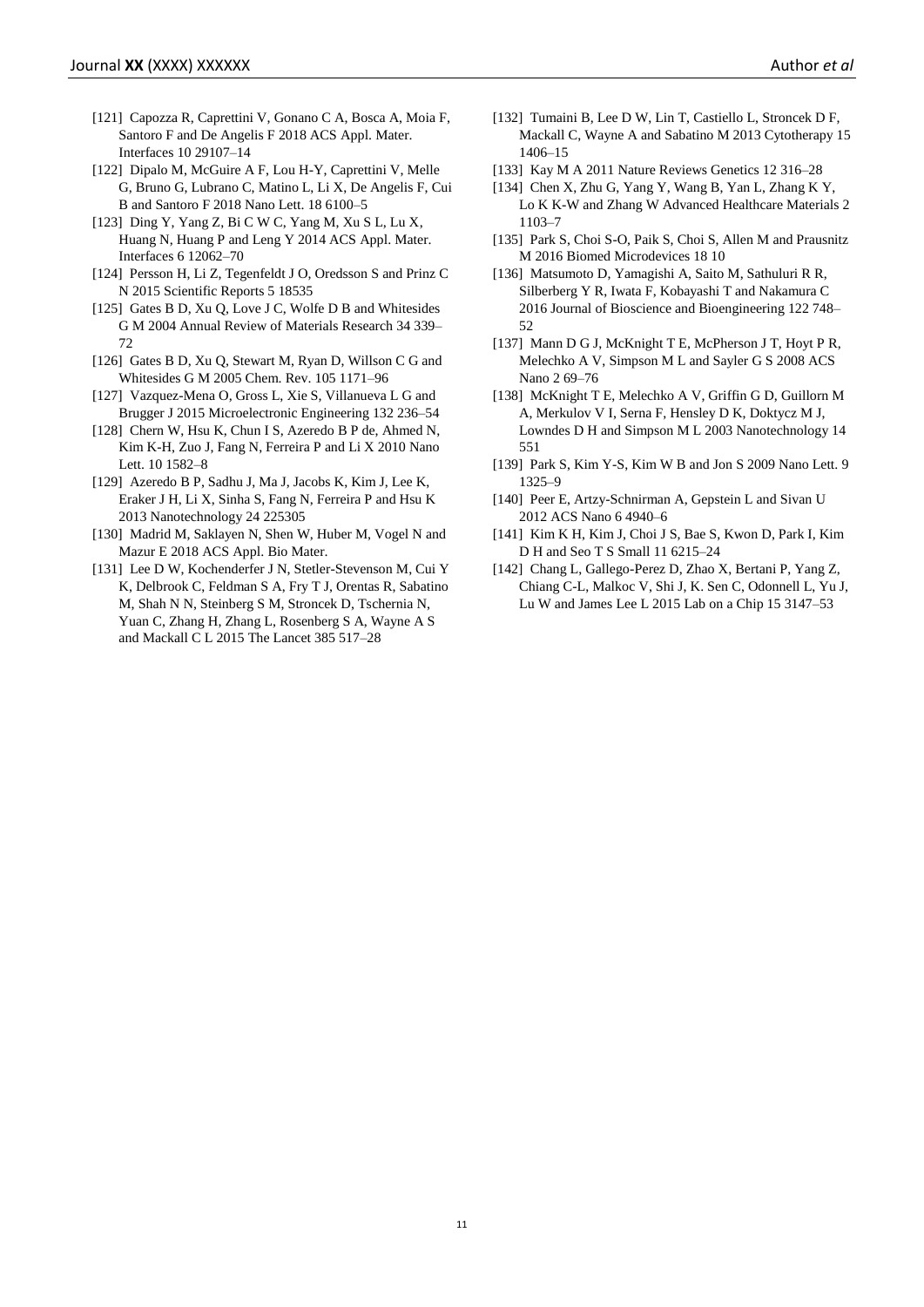[121] Capozza R, Caprettini V, Gonano C A, Bosca A, Moia F, Santoro F and De Angelis F 2018 ACS Appl. Mater. Interfaces 10 29107–14

[122] Dipalo M, McGuire A F, Lou H-Y, Caprettini V, Melle G, Bruno G, Lubrano C, Matino L, Li X, De Angelis F, Cui B and Santoro F 2018 Nano Lett. 18 6100–5

[123] Ding Y, Yang Z, Bi C W C, Yang M, Xu S L, Lu X, Huang N, Huang P and Leng Y 2014 ACS Appl. Mater. Interfaces 6 12062–70

[124] Persson H, Li Z, Tegenfeldt J O, Oredsson S and Prinz C N 2015 Scientific Reports 5 18535

[125] Gates B D, Xu Q, Love J C, Wolfe D B and Whitesides G M 2004 Annual Review of Materials Research 34 339–72

[126] Gates B D, Xu Q, Stewart M, Ryan D, Willson C G and Whitesides G M 2005 Chem. Rev. 105 1171–96

[127] Vazquez-Mena O, Gross L, Xie S, Villanueva L G and Brugger J 2015 Microelectronic Engineering 132 236–54

[128] Chern W, Hsu K, Chun I S, Azeredo B P de, Ahmed N, Kim K-H, Zuo J, Fang N, Ferreira P and Li X 2010 Nano Lett. 10 1582–8

[129] Azeredo B P, Sadhu J, Ma J, Jacobs K, Kim J, Lee K, Eraker J H, Li X, Sinha S, Fang N, Ferreira P and Hsu K 2013 Nanotechnology 24 225305

[130] Madrid M, Saklayen N, Shen W, Huber M, Vogel N and Mazur E 2018 ACS Appl. Bio Mater.

[131] Lee D W, Kochenderfer J N, Stetler-Stevenson M, Cui Y K, Delbrook C, Feldman S A, Fry T J, Orentas R, Sabatino M, Shah N N, Steinberg S M, Stroncek D, Tschernia N, Yuan C, Zhang H, Zhang L, Rosenberg S A, Wayne A S and Mackall C L 2015 The Lancet 385 517–28

[132] Tumaini B, Lee D W, Lin T, Castiello L, Stroncek D F, Mackall C, Wayne A and Sabatino M 2013 Cytotherapy 15 1406–15

[133] Kay M A 2011 Nature Reviews Genetics 12 316–28

[134] Chen X, Zhu G, Yang Y, Wang B, Yan L, Zhang K Y, Lo K K-W and Zhang W Advanced Healthcare Materials 2 1103–7

[135] Park S, Choi S-O, Paik S, Choi S, Allen M and Prausnitz M 2016 Biomed Microdevices 18 10

[136] Matsumoto D, Yamagishi A, Saito M, Sathuluri R R, Silberberg Y R, Iwata F, Kobayashi T and Nakamura C 2016 Journal of Bioscience and Bioengineering 122 748–52

[137] Mann D G J, McKnight T E, McPherson J T, Hoyt P R, Melechko A V, Simpson M L and Sayler G S 2008 ACS Nano 2 69–76

[138] McKnight T E, Melechko A V, Griffin G D, Guillorn M A, Merkulov V I, Serna F, Hensley D K, Doktycz M J, Lowndes D H and Simpson M L 2003 Nanotechnology 14 551

[139] Park S, Kim Y-S, Kim W B and Jon S 2009 Nano Lett. 9 1325–9

[140] Peer E, Artzy-Schnirman A, Gepstein L and Sivan U 2012 ACS Nano 6 4940–6

[141] Kim K H, Kim J, Choi J S, Bae S, Kwon D, Park I, Kim D H and Seo T S Small 11 6215–24

[142] Chang L, Gallego-Perez D, Zhao X, Bertani P, Yang Z, Chiang C-L, Malkoc V, Shi J, K. Sen C, Odonnell L, Yu J, Lu W and James Lee L 2015 Lab on a Chip 15 3147–53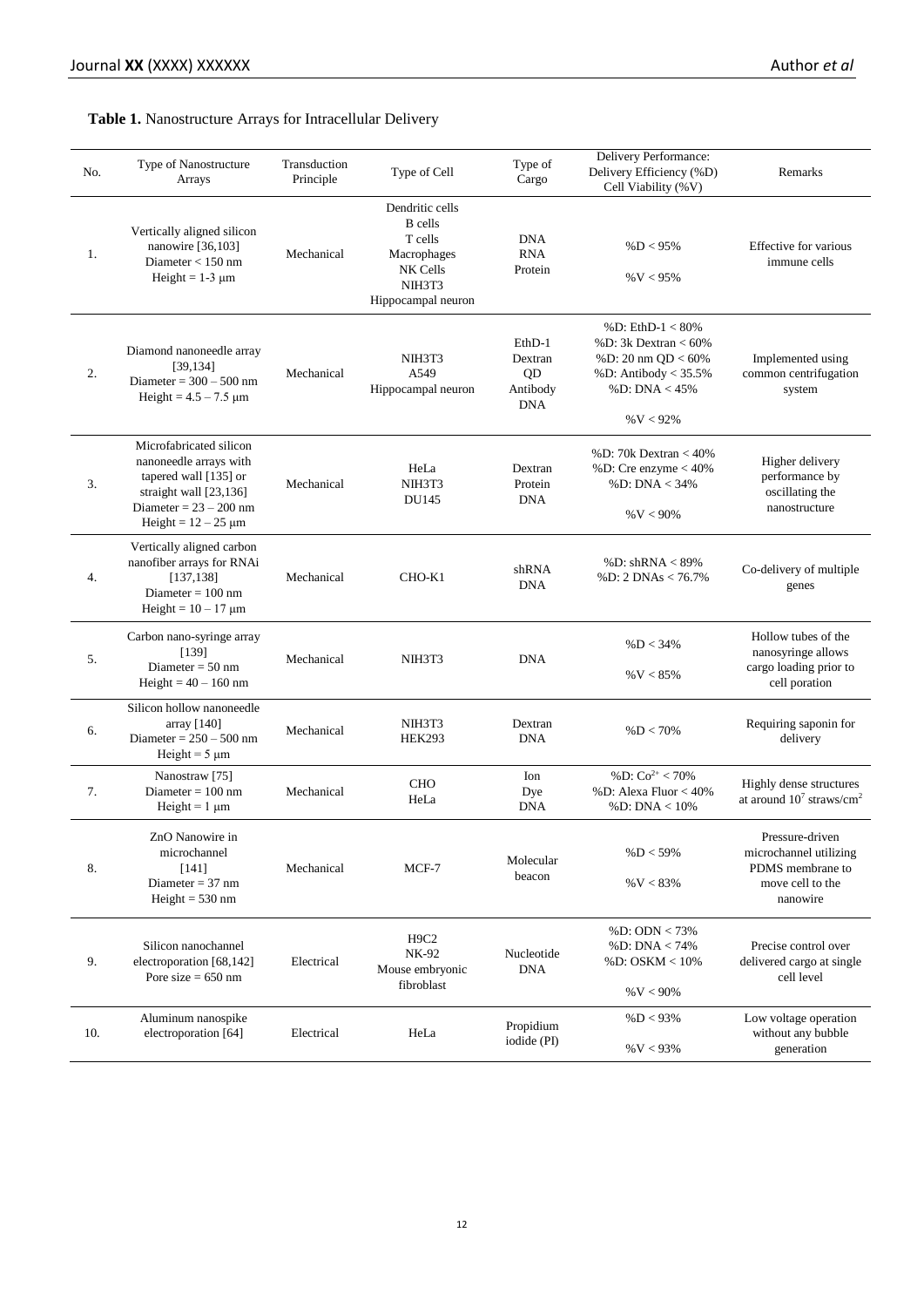**Table 1.** Nanostructure Arrays for Intracellular Delivery

| No. | Type of Nanostructure Arrays | Transduction Principle | Type of Cell | Type of Cargo | Delivery Performance: Delivery Efficiency (%D) Cell Viability (%V) | Remarks |
|---|---|---|---|---|---|---|
| 1. | Vertically aligned silicon nanowire [36,103] Diameter < 150 nm Height = 1-3 μm | Mechanical | Dendritic cells B cells T cells Macrophages NK Cells NIH3T3 Hippocampal neuron | DNA RNA Protein | %D < 95% %V < 95% | Effective for various immune cells |
| 2. | Diamond nanoneedle array [39,134] Diameter = 300 – 500 nm Height = 4.5 – 7.5 μm | Mechanical | NIH3T3 A549 Hippocampal neuron | EthD-1 Dextran QD Antibody DNA | %D: EthD-1 < 80% %D: 3k Dextran < 60% %D: 20 nm QD < 60% %D: Antibody < 35.5% %D: DNA < 45% %V < 92% | Implemented using common centrifugation system |
| 3. | Microfabricated silicon nanoneedle arrays with tapered wall [135] or straight wall [23,136] Diameter = 23 – 200 nm Height = 12 – 25 μm | Mechanical | HeLa NIH3T3 DU145 | Dextran Protein DNA | %D: 70k Dextran < 40% %D: Cre enzyme < 40% %D: DNA < 34% %V < 90% | Higher delivery performance by oscillating the nanostructure |
| 4. | Vertically aligned carbon nanofiber arrays for RNAi [137,138] Diameter = 100 nm Height = 10 – 17 μm | Mechanical | CHO-K1 | shRNA DNA | %D: shRNA < 89% %D: 2 DNAs < 76.7% | Co-delivery of multiple genes |
| 5. | Carbon nano-syringe array [139] Diameter = 50 nm Height = 40 – 160 nm | Mechanical | NIH3T3 | DNA | %D < 34% %V < 85% | Hollow tubes of the nanosyringe allows cargo loading prior to cell poration |
| 6. | Silicon hollow nanoneedle array [140] Diameter = 250 – 500 nm Height = 5 μm | Mechanical | NIH3T3 HEK293 | Dextran DNA | %D < 70% | Requiring saponin for delivery |
| 7. | Nanostraw [75] Diameter = 100 nm Height = 1 μm | Mechanical | CHO HeLa | Ion Dye DNA | %D: $Co^{2+}$ < 70% %D: Alexa Fluor < 40% %D: DNA < 10% | Highly dense structures at around $10^7$ straws/$cm^2$ |
| 8. | ZnO Nanowire in microchannel [141] Diameter = 37 nm Height = 530 nm | Mechanical | MCF-7 | Molecular beacon | %D < 59% %V < 83% | Pressure-driven microchannel utilizing PDMS membrane to move cell to the nanowire |
| 9. | Silicon nanochannel electroporation [68,142] Pore size = 650 nm | Electrical | H9C2 NK-92 Mouse embryonic fibroblast | Nucleotide DNA | %D: ODN < 73% %D: DNA < 74% %D: OSKM < 10% %V < 90% | Precise control over delivered cargo at single cell level |
| 10. | Aluminum nanospike electroporation [64] | Electrical | HeLa | Propidium iodide (PI) | %D < 93% %V < 93% | Low voltage operation without any bubble generation |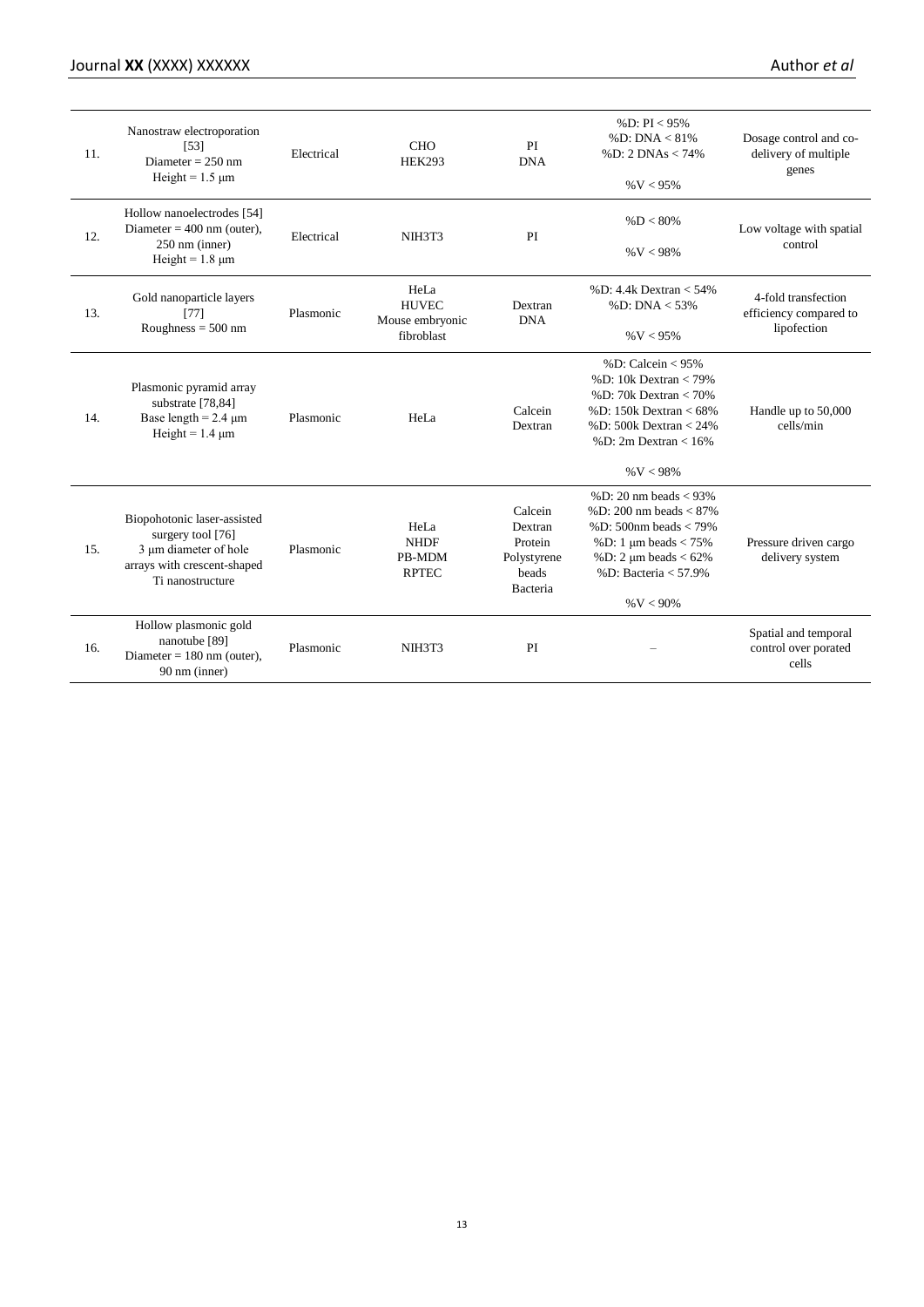| | | | | | | |
|---|---|---|---|---|---|---|
| 11. | Nanostraw electroporation [53] Diameter = 250 nm Height = 1.5 μm | Electrical | CHO HEK293 | PI DNA | %D: PI < 95% %D: DNA < 81% %D: 2 DNAs < 74% %V < 95% | Dosage control and co-delivery of multiple genes |
| 12. | Hollow nanoelectrodes [54] Diameter = 400 nm (outer), 250 nm (inner) Height = 1.8 μm | Electrical | NIH3T3 | PI | %D < 80% %V < 98% | Low voltage with spatial control |
| 13. | Gold nanoparticle layers [77] Roughness = 500 nm | Plasmonic | HeLa HUVEC Mouse embryonic fibroblast | Dextran DNA | %D: 4.4k Dextran < 54% %D: DNA < 53% %V < 95% | 4-fold transfection efficiency compared to lipofection |
| 14. | Plasmonic pyramid array substrate [78,84] Base length = 2.4 μm Height = 1.4 μm | Plasmonic | HeLa | Calcein Dextran | %D: Calcein < 95% %D: 10k Dextran < 79% %D: 70k Dextran < 70% %D: 150k Dextran < 68% %D: 500k Dextran < 24% %D: 2m Dextran < 16% %V < 98% | Handle up to 50,000 cells/min |
| 15. | Biopohotonic laser-assisted surgery tool [76] 3 μm diameter of hole arrays with crescent-shaped Ti nanostructure | Plasmonic | HeLa NHDF PB-MDM RPTEC | Calcein Dextran Protein Polystyrene beads Bacteria | %D: 20 nm beads < 93% %D: 200 nm beads < 87% %D: 500nm beads < 79% %D: 1 μm beads < 75% %D: 2 μm beads < 62% %D: Bacteria < 57.9% %V < 90% | Pressure driven cargo delivery system |
| 16. | Hollow plasmonic gold nanotube [89] Diameter = 180 nm (outer), 90 nm (inner) | Plasmonic | NIH3T3 | PI | – | Spatial and temporal control over porated cells |